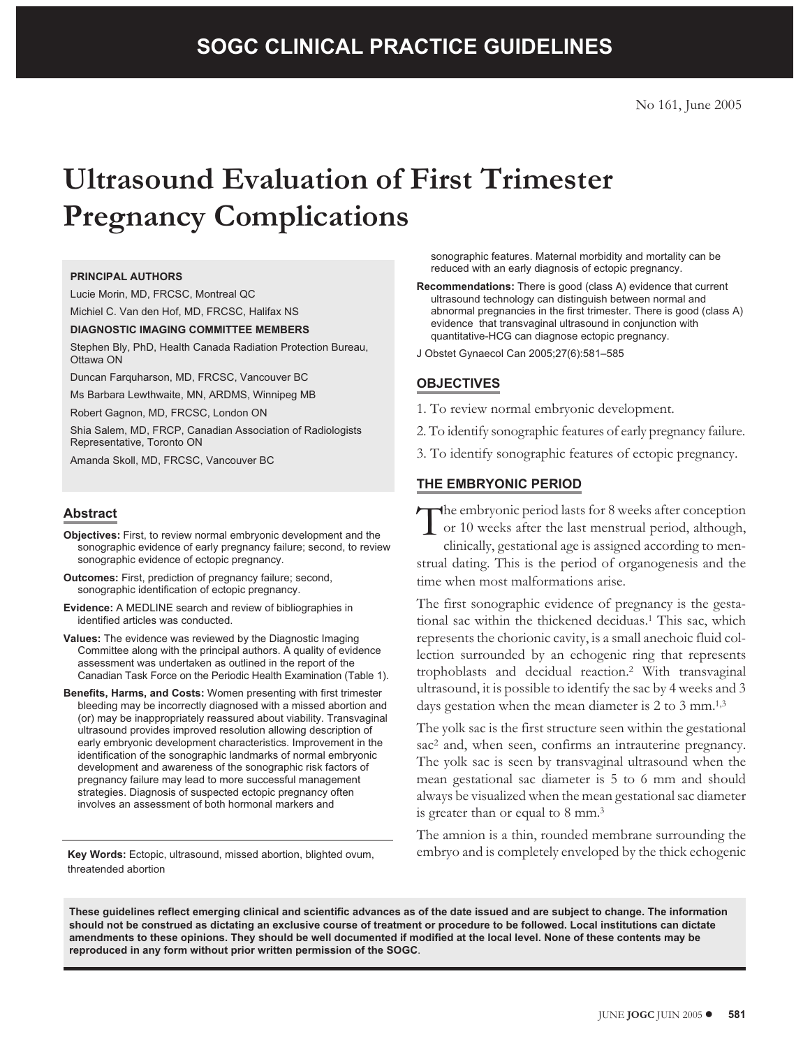**SOGC CLINICAL PRACTICE GUIDELINES**

No 161, June 2005

# Ultrasound Evaluation of First Trimester Pregnancy Complications

**PRINCIPAL AUTHORS**

Lucie Morin, MD, FRCSC, Montreal QC

Michiel C. Van den Hof, MD, FRCSC, Halifax NS

**DIAGNOSTIC IMAGING COMMITTEE MEMBERS**

Stephen Bly, PhD, Health Canada Radiation Protection Bureau, Ottawa ON

Duncan Farquharson, MD, FRCSC, Vancouver BC

Ms Barbara Lewthwaite, MN, ARDMS, Winnipeg MB

Robert Gagnon, MD, FRCSC, London ON

Shia Salem, MD, FRCP, Canadian Association of Radiologists Representative, Toronto ON

Amanda Skoll, MD, FRCSC, Vancouver BC

## Abstract

**Objectives:** First, to review normal embryonic development and the sonographic evidence of early pregnancy failure; second, to review sonographic evidence of ectopic pregnancy.

**Outcomes:** First, prediction of pregnancy failure; second, sonographic identification of ectopic pregnancy.

**Evidence:** A MEDLINE search and review of bibliographies in identified articles was conducted.

**Values:** The evidence was reviewed by the Diagnostic Imaging Committee along with the principal authors. A quality of evidence assessment was undertaken as outlined in the report of the Canadian Task Force on the Periodic Health Examination (Table 1).

**Benefits, Harms, and Costs:** Women presenting with first trimester bleeding may be incorrectly diagnosed with a missed abortion and (or) may be inappropriately reassured about viability. Transvaginal ultrasound provides improved resolution allowing description of early embryonic development characteristics. Improvement in the identification of the sonographic landmarks of normal embryonic development and awareness of the sonographic risk factors of pregnancy failure may lead to more successful management strategies. Diagnosis of suspected ectopic pregnancy often involves an assessment of both hormonal markers and sonographic features. Maternal morbidity and mortality can be reduced with an early diagnosis of ectopic pregnancy.

**Recommendations:** There is good (class A) evidence that current ultrasound technology can distinguish between normal and abnormal pregnancies in the first trimester. There is good (class A) evidence that transvaginal ultrasound in conjunction with quantitative-HCG can diagnose ectopic pregnancy.

J Obstet Gynaecol Can 2005;27(6):581–585

**Key Words:** Ectopic, ultrasound, missed abortion, blighted ovum, threatended abortion

## OBJECTIVES

1. To review normal embryonic development.
2. To identify sonographic features of early pregnancy failure.
3. To identify sonographic features of ectopic pregnancy.

## THE EMBRYONIC PERIOD

The embryonic period lasts for 8 weeks after conception or 10 weeks after the last menstrual period, although, clinically, gestational age is assigned according to menstrual dating. This is the period of organogenesis and the time when most malformations arise.

The first sonographic evidence of pregnancy is the gestational sac within the thickened deciduas.[1] This sac, which represents the chorionic cavity, is a small anechoic fluid collection surrounded by an echogenic ring that represents trophoblasts and decidual reaction.[2] With transvaginal ultrasound, it is possible to identify the sac by 4 weeks and 3 days gestation when the mean diameter is 2 to 3 mm.[1,3]

The yolk sac is the first structure seen within the gestational sac[2] and, when seen, confirms an intrauterine pregnancy. The yolk sac is seen by transvaginal ultrasound when the mean gestational sac diameter is 5 to 6 mm and should always be visualized when the mean gestational sac diameter is greater than or equal to 8 mm.[3]

The amnion is a thin, rounded membrane surrounding the embryo and is completely enveloped by the thick echogenic

**These guidelines reflect emerging clinical and scientific advances as of the date issued and are subject to change. The information should not be construed as dictating an exclusive course of treatment or procedure to be followed. Local institutions can dictate amendments to these opinions. They should be well documented if modified at the local level. None of these contents may be reproduced in any form without prior written permission of the SOGC.**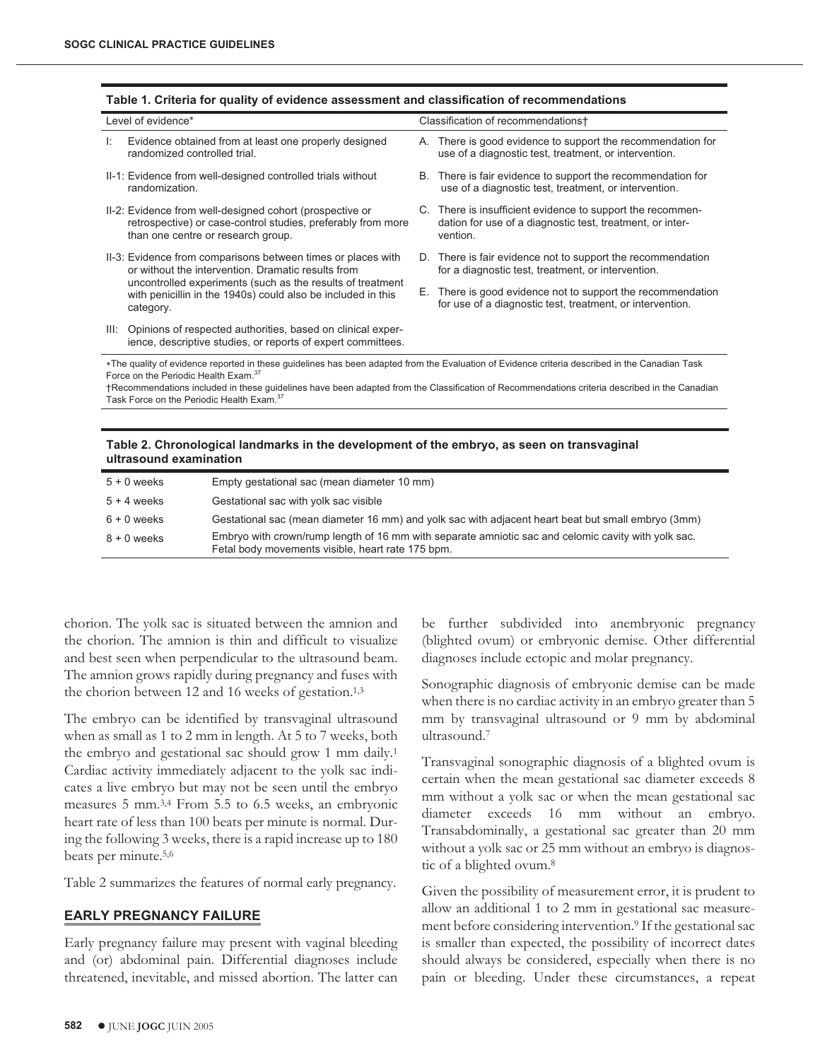**Table 1. Criteria for quality of evidence assessment and classification of recommendations**

| Level of evidence* | Classification of recommendations† |
|---|---|
| I: Evidence obtained from at least one properly designed randomized controlled trial. | A. There is good evidence to support the recommendation for use of a diagnostic test, treatment, or intervention. |
| II-1: Evidence from well-designed controlled trials without randomization. | B. There is fair evidence to support the recommendation for use of a diagnostic test, treatment, or intervention. |
| II-2: Evidence from well-designed cohort (prospective or retrospective) or case-control studies, preferably from more than one centre or research group. | C. There is insufficient evidence to support the recommendation for use of a diagnostic test, treatment, or intervention. |
| II-3: Evidence from comparisons between times or places with or without the intervention. Dramatic results from uncontrolled experiments (such as the results of treatment with penicillin in the 1940s) could also be included in this category. | D. There is fair evidence not to support the recommendation for a diagnostic test, treatment, or intervention. E. There is good evidence not to support the recommendation for use of a diagnostic test, treatment, or intervention. |
| III: Opinions of respected authorities, based on clinical experience, descriptive studies, or reports of expert committees. | |

*The quality of evidence reported in these guidelines has been adapted from the Evaluation of Evidence criteria described in the Canadian Task Force on the Periodic Health Exam.[37]

†Recommendations included in these guidelines have been adapted from the Classification of Recommendations criteria described in the Canadian Task Force on the Periodic Health Exam.[37]

**Table 2. Chronological landmarks in the development of the embryo, as seen on transvaginal ultrasound examination**

| | |
|---|---|
| 5 + 0 weeks | Empty gestational sac (mean diameter 10 mm) |
| 5 + 4 weeks | Gestational sac with yolk sac visible |
| 6 + 0 weeks | Gestational sac (mean diameter 16 mm) and yolk sac with adjacent heart beat but small embryo (3mm) |
| 8 + 0 weeks | Embryo with crown/rump length of 16 mm with separate amniotic sac and celomic cavity with yolk sac. Fetal body movements visible, heart rate 175 bpm. |

chorion. The yolk sac is situated between the amnion and the chorion. The amnion is thin and difficult to visualize and best seen when perpendicular to the ultrasound beam. The amnion grows rapidly during pregnancy and fuses with the chorion between 12 and 16 weeks of gestation.[1,3]

The embryo can be identified by transvaginal ultrasound when as small as 1 to 2 mm in length. At 5 to 7 weeks, both the embryo and gestational sac should grow 1 mm daily.[1] Cardiac activity immediately adjacent to the yolk sac indicates a live embryo but may not be seen until the embryo measures 5 mm.[3,4] From 5.5 to 6.5 weeks, an embryonic heart rate of less than 100 beats per minute is normal. During the following 3 weeks, there is a rapid increase up to 180 beats per minute.[5,6]

Table 2 summarizes the features of normal early pregnancy.

## EARLY PREGNANCY FAILURE

Early pregnancy failure may present with vaginal bleeding and (or) abdominal pain. Differential diagnoses include threatened, inevitable, and missed abortion. The latter can be further subdivided into anembryonic pregnancy (blighted ovum) or embryonic demise. Other differential diagnoses include ectopic and molar pregnancy.

Sonographic diagnosis of embryonic demise can be made when there is no cardiac activity in an embryo greater than 5 mm by transvaginal ultrasound or 9 mm by abdominal ultrasound.[7]

Transvaginal sonographic diagnosis of a blighted ovum is certain when the mean gestational sac diameter exceeds 8 mm without a yolk sac or when the mean gestational sac diameter exceeds 16 mm without an embryo. Transabdominally, a gestational sac greater than 20 mm without a yolk sac or 25 mm without an embryo is diagnostic of a blighted ovum.[8]

Given the possibility of measurement error, it is prudent to allow an additional 1 to 2 mm in gestational sac measurement before considering intervention.[9] If the gestational sac is smaller than expected, the possibility of incorrect dates should always be considered, especially when there is no pain or bleeding. Under these circumstances, a repeat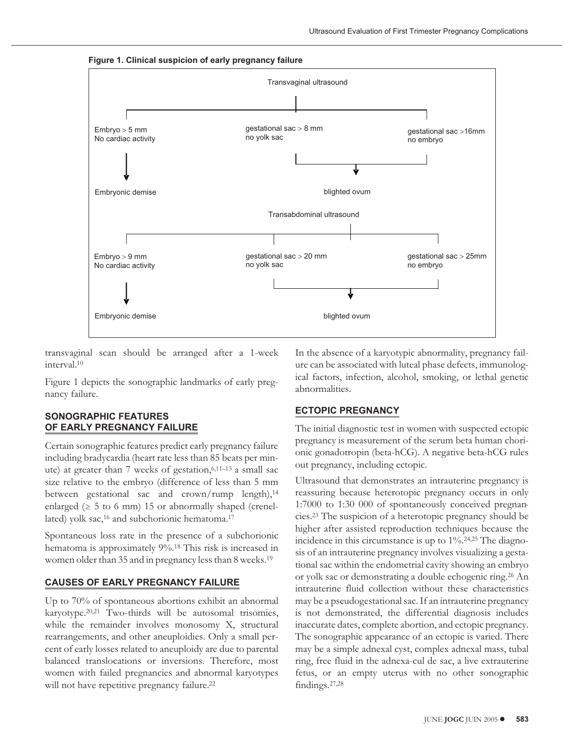**Figure 1. Clinical suspicion of early pregnancy failure**

Transvaginal ultrasound

- Embryo > 5 mm, No cardiac activity → Embryonic demise
- gestational sac > 8 mm, no yolk sac → blighted ovum
- gestational sac >16mm, no embryo → blighted ovum

Transabdominal ultrasound

- Embryo > 9 mm, No cardiac activity → Embryonic demise
- gestational sac > 20 mm, no yolk sac → blighted ovum
- gestational sac > 25mm, no embryo → blighted ovum

transvaginal scan should be arranged after a 1-week interval.[10]

Figure 1 depicts the sonographic landmarks of early pregnancy failure.

## SONOGRAPHIC FEATURES OF EARLY PREGNANCY FAILURE

Certain sonographic features predict early pregnancy failure including bradycardia (heart rate less than 85 beats per minute) at greater than 7 weeks of gestation,[6,11–13] a small sac size relative to the embryo (difference of less than 5 mm between gestational sac and crown/rump length),[14] enlarged (≥ 5 to 6 mm) 15 or abnormally shaped (crenellated) yolk sac,[16] and subchorionic hematoma.[17]

Spontaneous loss rate in the presence of a subchorionic hematoma is approximately 9%.[18] This risk is increased in women older than 35 and in pregnancy less than 8 weeks.[19]

## CAUSES OF EARLY PREGNANCY FAILURE

Up to 70% of spontaneous abortions exhibit an abnormal karyotype.[20,21] Two-thirds will be autosomal trisomies, while the remainder involves monosomy X, structural rearrangements, and other aneuploidies. Only a small percent of early losses related to aneuploidy are due to parental balanced translocations or inversions. Therefore, most women with failed pregnancies and abnormal karyotypes will not have repetitive pregnancy failure.[22]

In the absence of a karyotypic abnormality, pregnancy failure can be associated with luteal phase defects, immunological factors, infection, alcohol, smoking, or lethal genetic abnormalities.

## ECTOPIC PREGNANCY

The initial diagnostic test in women with suspected ectopic pregnancy is measurement of the serum beta human chorionic gonadotropin (beta-hCG). A negative beta-hCG rules out pregnancy, including ectopic.

Ultrasound that demonstrates an intrauterine pregnancy is reassuring because heterotopic pregnancy occurs in only 1:7000 to 1:30 000 of spontaneously conceived pregnancies.[23] The suspicion of a heterotopic pregnancy should be higher after assisted reproduction techniques because the incidence in this circumstance is up to 1%.[24,25] The diagnosis of an intrauterine pregnancy involves visualizing a gestational sac within the endometrial cavity showing an embryo or yolk sac or demonstrating a double echogenic ring.[26] An intrauterine fluid collection without these characteristics may be a pseudogestational sac. If an intrauterine pregnancy is not demonstrated, the differential diagnosis includes inaccurate dates, complete abortion, and ectopic pregnancy. The sonographic appearance of an ectopic is varied. There may be a simple adnexal cyst, complex adnexal mass, tubal ring, free fluid in the adnexa-cul de sac, a live extrauterine fetus, or an empty uterus with no other sonographic findings.[27,28]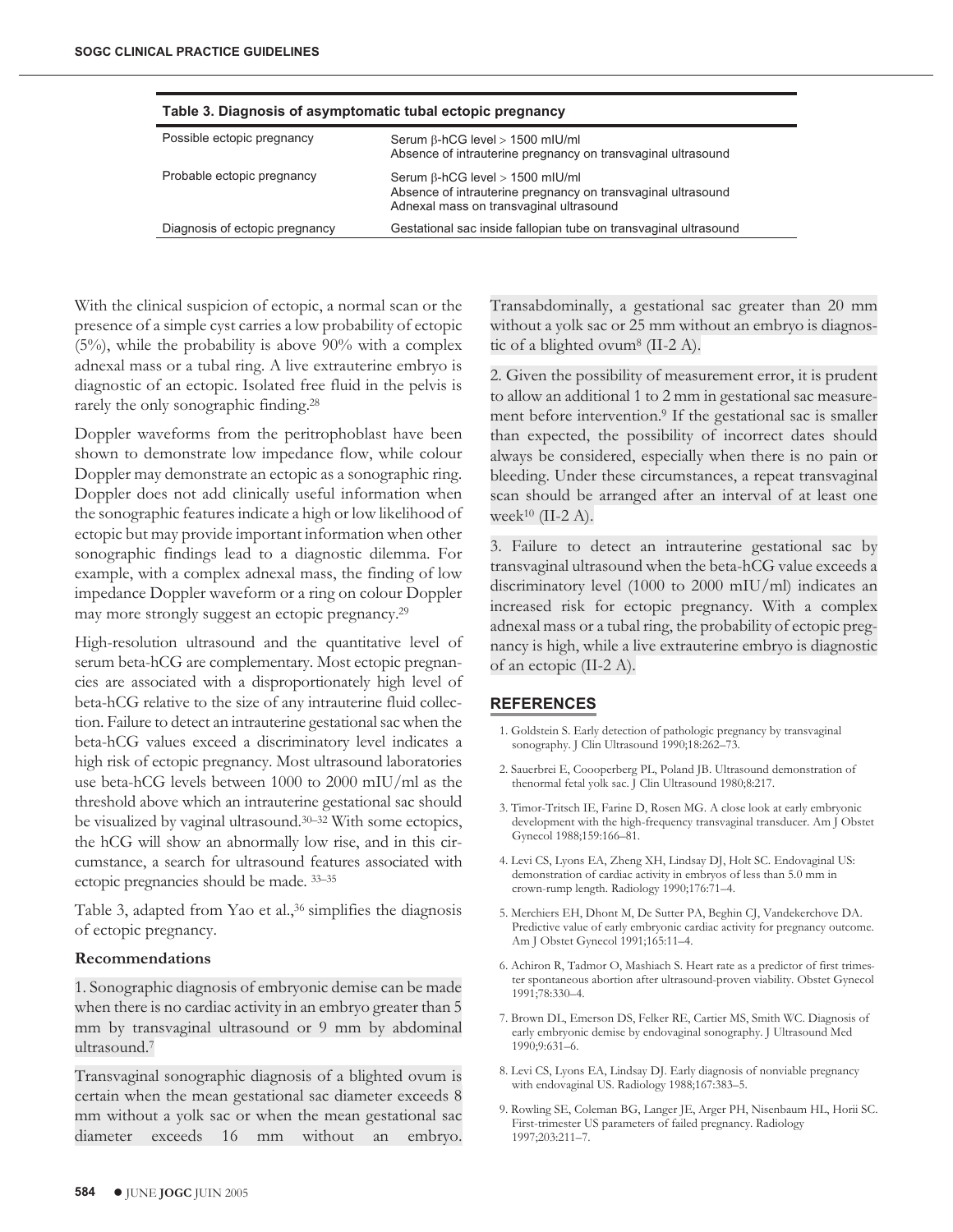**Table 3. Diagnosis of asymptomatic tubal ectopic pregnancy**

| | |
|---|---|
| Possible ectopic pregnancy | Serum β-hCG level > 1500 mIU/ml<br>Absence of intrauterine pregnancy on transvaginal ultrasound |
| Probable ectopic pregnancy | Serum β-hCG level > 1500 mIU/ml<br>Absence of intrauterine pregnancy on transvaginal ultrasound<br>Adnexal mass on transvaginal ultrasound |
| Diagnosis of ectopic pregnancy | Gestational sac inside fallopian tube on transvaginal ultrasound |

With the clinical suspicion of ectopic, a normal scan or the presence of a simple cyst carries a low probability of ectopic (5%), while the probability is above 90% with a complex adnexal mass or a tubal ring. A live extrauterine embryo is diagnostic of an ectopic. Isolated free fluid in the pelvis is rarely the only sonographic finding.[28]

Doppler waveforms from the peritrophoblast have been shown to demonstrate low impedance flow, while colour Doppler may demonstrate an ectopic as a sonographic ring. Doppler does not add clinically useful information when the sonographic features indicate a high or low likelihood of ectopic but may provide important information when other sonographic findings lead to a diagnostic dilemma. For example, with a complex adnexal mass, the finding of low impedance Doppler waveform or a ring on colour Doppler may more strongly suggest an ectopic pregnancy.[29]

High-resolution ultrasound and the quantitative level of serum beta-hCG are complementary. Most ectopic pregnancies are associated with a disproportionately high level of beta-hCG relative to the size of any intrauterine fluid collection. Failure to detect an intrauterine gestational sac when the beta-hCG values exceed a discriminatory level indicates a high risk of ectopic pregnancy. Most ultrasound laboratories use beta-hCG levels between 1000 to 2000 mIU/ml as the threshold above which an intrauterine gestational sac should be visualized by vaginal ultrasound.[30–32] With some ectopics, the hCG will show an abnormally low rise, and in this circumstance, a search for ultrasound features associated with ectopic pregnancies should be made.[33–35]

Table 3, adapted from Yao et al.,[36] simplifies the diagnosis of ectopic pregnancy.

### Recommendations

1. Sonographic diagnosis of embryonic demise can be made when there is no cardiac activity in an embryo greater than 5 mm by transvaginal ultrasound or 9 mm by abdominal ultrasound.[7]

Transvaginal sonographic diagnosis of a blighted ovum is certain when the mean gestational sac diameter exceeds 8 mm without a yolk sac or when the mean gestational sac diameter exceeds 16 mm without an embryo. Transabdominally, a gestational sac greater than 20 mm without a yolk sac or 25 mm without an embryo is diagnostic of a blighted ovum[8] (II-2 A).

2. Given the possibility of measurement error, it is prudent to allow an additional 1 to 2 mm in gestational sac measurement before intervention.[9] If the gestational sac is smaller than expected, the possibility of incorrect dates should always be considered, especially when there is no pain or bleeding. Under these circumstances, a repeat transvaginal scan should be arranged after an interval of at least one week[10] (II-2 A).

3. Failure to detect an intrauterine gestational sac by transvaginal ultrasound when the beta-hCG value exceeds a discriminatory level (1000 to 2000 mIU/ml) indicates an increased risk for ectopic pregnancy. With a complex adnexal mass or a tubal ring, the probability of ectopic pregnancy is high, while a live extrauterine embryo is diagnostic of an ectopic (II-2 A).

## REFERENCES

1. Goldstein S. Early detection of pathologic pregnancy by transvaginal sonography. J Clin Ultrasound 1990;18:262–73.
2. Sauerbrei E, Coooperberg PL, Poland JB. Ultrasound demonstration of thenormal fetal yolk sac. J Clin Ultrasound 1980;8:217.
3. Timor-Tritsch IE, Farine D, Rosen MG. A close look at early embryonic development with the high-frequency transvaginal transducer. Am J Obstet Gynecol 1988;159:166–81.
4. Levi CS, Lyons EA, Zheng XH, Lindsay DJ, Holt SC. Endovaginal US: demonstration of cardiac activity in embryos of less than 5.0 mm in crown-rump length. Radiology 1990;176:71–4.
5. Merchiers EH, Dhont M, De Sutter PA, Beghin CJ, Vandekerchove DA. Predictive value of early embryonic cardiac activity for pregnancy outcome. Am J Obstet Gynecol 1991;165:11–4.
6. Achiron R, Tadmor O, Mashiach S. Heart rate as a predictor of first trimester spontaneous abortion after ultrasound-proven viability. Obstet Gynecol 1991;78:330–4.
7. Brown DL, Emerson DS, Felker RE, Cartier MS, Smith WC. Diagnosis of early embryonic demise by endovaginal sonography. J Ultrasound Med 1990;9:631–6.
8. Levi CS, Lyons EA, Lindsay DJ. Early diagnosis of nonviable pregnancy with endovaginal US. Radiology 1988;167:383–5.
9. Rowling SE, Coleman BG, Langer JE, Arger PH, Nisenbaum HL, Horii SC. First-trimester US parameters of failed pregnancy. Radiology 1997;203:211–7.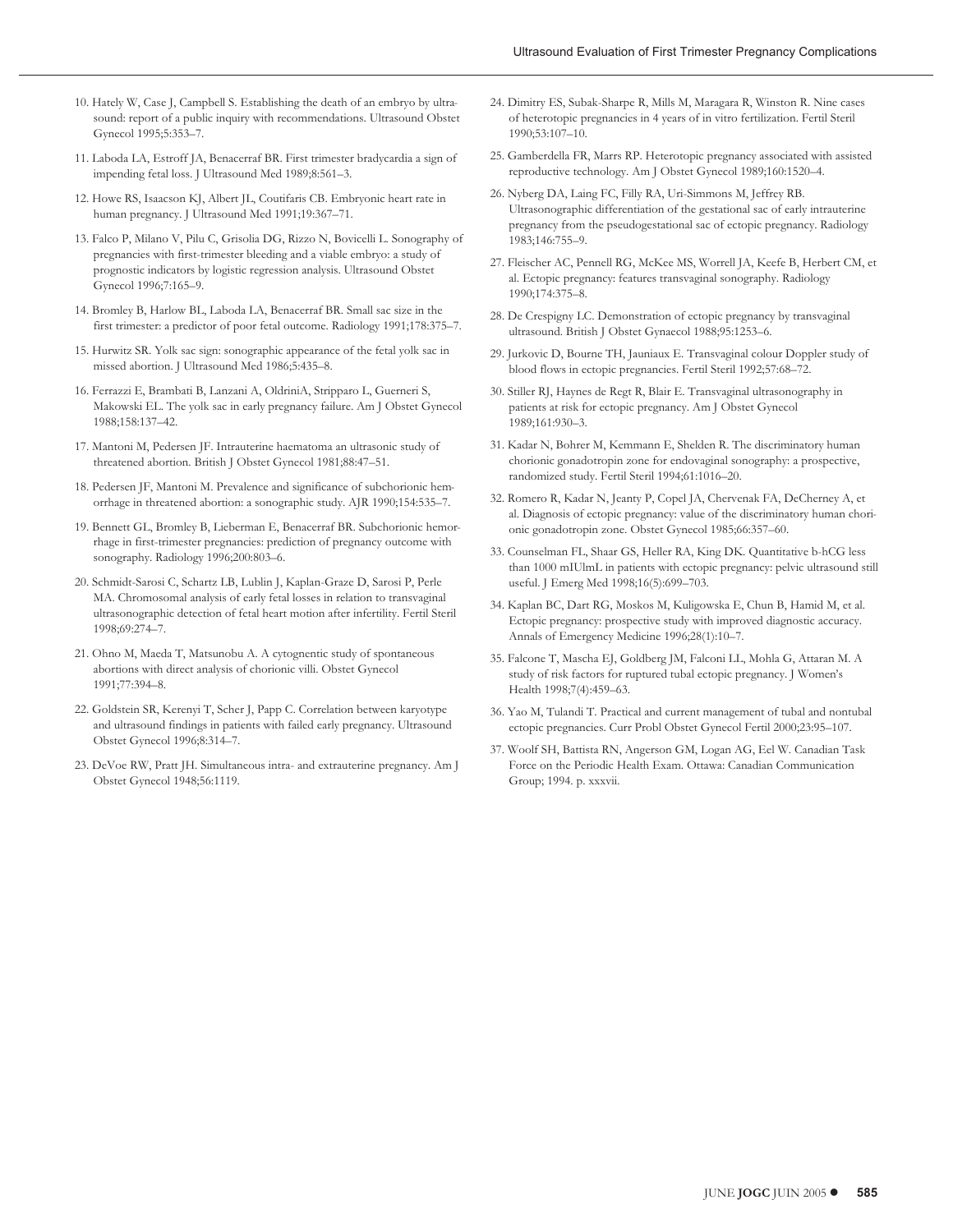10. Hately W, Case J, Campbell S. Establishing the death of an embryo by ultrasound: report of a public inquiry with recommendations. Ultrasound Obstet Gynecol 1995;5:353–7.

11. Laboda LA, Estroff JA, Benacerraf BR. First trimester bradycardia a sign of impending fetal loss. J Ultrasound Med 1989;8:561–3.

12. Howe RS, Isaacson KJ, Albert JL, Coutifaris CB. Embryonic heart rate in human pregnancy. J Ultrasound Med 1991;19:367–71.

13. Falco P, Milano V, Pilu C, Grisolia DG, Rizzo N, Bovicelli L. Sonography of pregnancies with first-trimester bleeding and a viable embryo: a study of prognostic indicators by logistic regression analysis. Ultrasound Obstet Gynecol 1996;7:165–9.

14. Bromley B, Harlow BL, Laboda LA, Benacerraf BR. Small sac size in the first trimester: a predictor of poor fetal outcome. Radiology 1991;178:375–7.

15. Hurwitz SR. Yolk sac sign: sonographic appearance of the fetal yolk sac in missed abortion. J Ultrasound Med 1986;5:435–8.

16. Ferrazzi E, Brambati B, Lanzani A, OldriniA, Stripparo L, Guerneri S, Makowski EL. The yolk sac in early pregnancy failure. Am J Obstet Gynecol 1988;158:137–42.

17. Mantoni M, Pedersen JF. Intrauterine haematoma an ultrasonic study of threatened abortion. British J Obstet Gynecol 1981;88:47–51.

18. Pedersen JF, Mantoni M. Prevalence and significance of subchorionic hemorrhage in threatened abortion: a sonographic study. AJR 1990;154:535–7.

19. Bennett GL, Bromley B, Lieberman E, Benacerraf BR. Subchorionic hemorrhage in first-trimester pregnancies: prediction of pregnancy outcome with sonography. Radiology 1996;200:803–6.

20. Schmidt-Sarosi C, Schartz LB, Lublin J, Kaplan-Graze D, Sarosi P, Perle MA. Chromosomal analysis of early fetal losses in relation to transvaginal ultrasonographic detection of fetal heart motion after infertility. Fertil Steril 1998;69:274–7.

21. Ohno M, Maeda T, Matsunobu A. A cytognentic study of spontaneous abortions with direct analysis of chorionic villi. Obstet Gynecol 1991;77:394–8.

22. Goldstein SR, Kerenyi T, Scher J, Papp C. Correlation between karyotype and ultrasound findings in patients with failed early pregnancy. Ultrasound Obstet Gynecol 1996;8:314–7.

23. DeVoe RW, Pratt JH. Simultaneous intra- and extrauterine pregnancy. Am J Obstet Gynecol 1948;56:1119.

24. Dimitry ES, Subak-Sharpe R, Mills M, Maragara R, Winston R. Nine cases of heterotopic pregnancies in 4 years of in vitro fertilization. Fertil Steril 1990;53:107–10.

25. Gamberdella FR, Marrs RP. Heterotopic pregnancy associated with assisted reproductive technology. Am J Obstet Gynecol 1989;160:1520–4.

26. Nyberg DA, Laing FC, Filly RA, Uri-Simmons M, Jeffrey RB. Ultrasonographic differentiation of the gestational sac of early intrauterine pregnancy from the pseudogestational sac of ectopic pregnancy. Radiology 1983;146:755–9.

27. Fleischer AC, Pennell RG, McKee MS, Worrell JA, Keefe B, Herbert CM, et al. Ectopic pregnancy: features transvaginal sonography. Radiology 1990;174:375–8.

28. De Crespigny LC. Demonstration of ectopic pregnancy by transvaginal ultrasound. British J Obstet Gynaecol 1988;95:1253–6.

29. Jurkovic D, Bourne TH, Jauniaux E. Transvaginal colour Doppler study of blood flows in ectopic pregnancies. Fertil Steril 1992;57:68–72.

30. Stiller RJ, Haynes de Regt R, Blair E. Transvaginal ultrasonography in patients at risk for ectopic pregnancy. Am J Obstet Gynecol 1989;161:930–3.

31. Kadar N, Bohrer M, Kemmann E, Shelden R. The discriminatory human chorionic gonadotropin zone for endovaginal sonography: a prospective, randomized study. Fertil Steril 1994;61:1016–20.

32. Romero R, Kadar N, Jeanty P, Copel JA, Chervenak FA, DeCherney A, et al. Diagnosis of ectopic pregnancy: value of the discriminatory human chorionic gonadotropin zone. Obstet Gynecol 1985;66:357–60.

33. Counselman FL, Shaar GS, Heller RA, King DK. Quantitative b-hCG less than 1000 mIUlmL in patients with ectopic pregnancy: pelvic ultrasound still useful. J Emerg Med 1998;16(5):699–703.

34. Kaplan BC, Dart RG, Moskos M, Kuligowska E, Chun B, Hamid M, et al. Ectopic pregnancy: prospective study with improved diagnostic accuracy. Annals of Emergency Medicine 1996;28(1):10–7.

35. Falcone T, Mascha EJ, Goldberg JM, Falconi LL, Mohla G, Attaran M. A study of risk factors for ruptured tubal ectopic pregnancy. J Women's Health 1998;7(4):459–63.

36. Yao M, Tulandi T. Practical and current management of tubal and nontubal ectopic pregnancies. Curr Probl Obstet Gynecol Fertil 2000;23:95–107.

37. Woolf SH, Battista RN, Angerson GM, Logan AG, Eel W. Canadian Task Force on the Periodic Health Exam. Ottawa: Canadian Communication Group; 1994. p. xxxvii.